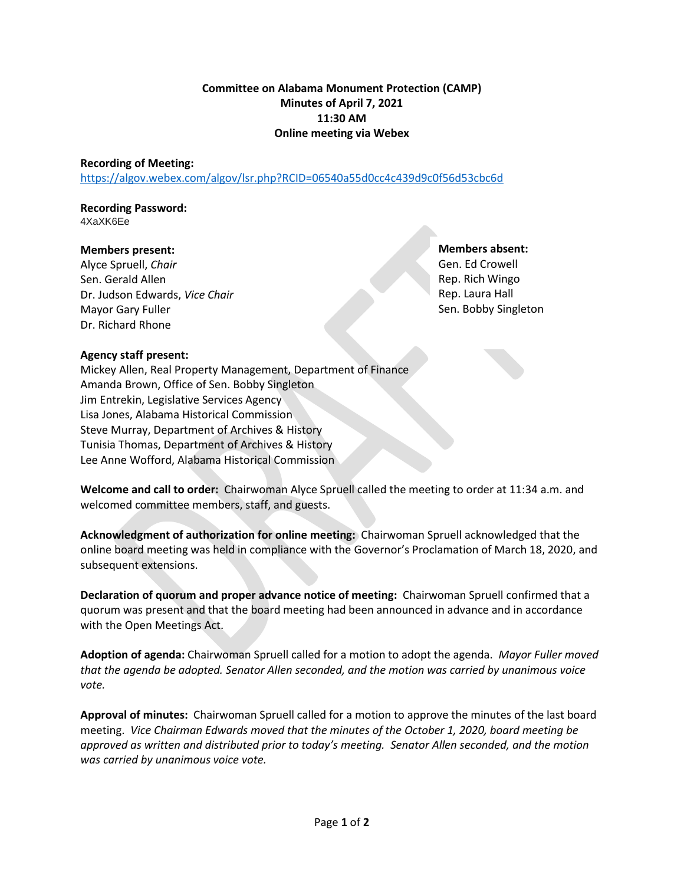**Committee on Alabama Monument Protection (CAMP)**
**Minutes of April 7, 2021**
**11:30 AM**
**Online meeting via Webex**

**Recording of Meeting:**
https://algov.webex.com/algov/lsr.php?RCID=06540a55d0cc4c439d9c0f56d53cbc6d

**Recording Password:**
4XaXK6Ee

**Members present:**
Alyce Spruell, *Chair*
Sen. Gerald Allen
Dr. Judson Edwards, *Vice Chair*
Mayor Gary Fuller
Dr. Richard Rhone

**Members absent:**
Gen. Ed Crowell
Rep. Rich Wingo
Rep. Laura Hall
Sen. Bobby Singleton

**Agency staff present:**
Mickey Allen, Real Property Management, Department of Finance
Amanda Brown, Office of Sen. Bobby Singleton
Jim Entrekin, Legislative Services Agency
Lisa Jones, Alabama Historical Commission
Steve Murray, Department of Archives & History
Tunisia Thomas, Department of Archives & History
Lee Anne Wofford, Alabama Historical Commission

**Welcome and call to order:** Chairwoman Alyce Spruell called the meeting to order at 11:34 a.m. and welcomed committee members, staff, and guests.

**Acknowledgment of authorization for online meeting:** Chairwoman Spruell acknowledged that the online board meeting was held in compliance with the Governor's Proclamation of March 18, 2020, and subsequent extensions.

**Declaration of quorum and proper advance notice of meeting:** Chairwoman Spruell confirmed that a quorum was present and that the board meeting had been announced in advance and in accordance with the Open Meetings Act.

**Adoption of agenda:** Chairwoman Spruell called for a motion to adopt the agenda. *Mayor Fuller moved that the agenda be adopted. Senator Allen seconded, and the motion was carried by unanimous voice vote.*

**Approval of minutes:** Chairwoman Spruell called for a motion to approve the minutes of the last board meeting. *Vice Chairman Edwards moved that the minutes of the October 1, 2020, board meeting be approved as written and distributed prior to today's meeting. Senator Allen seconded, and the motion was carried by unanimous voice vote.*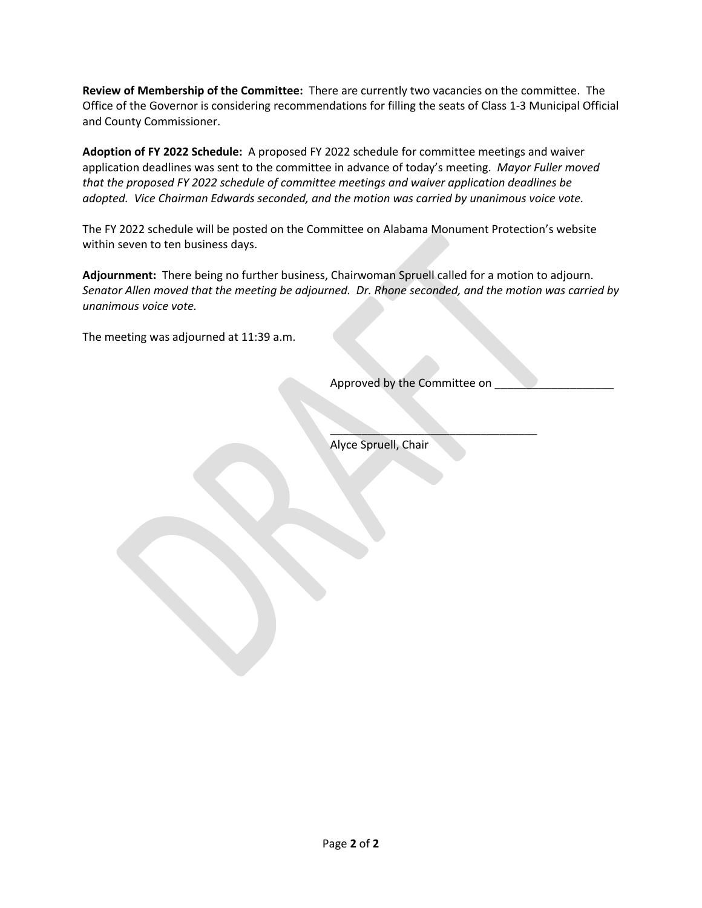**Review of Membership of the Committee:** There are currently two vacancies on the committee. The Office of the Governor is considering recommendations for filling the seats of Class 1-3 Municipal Official and County Commissioner.

**Adoption of FY 2022 Schedule:** A proposed FY 2022 schedule for committee meetings and waiver application deadlines was sent to the committee in advance of today's meeting. *Mayor Fuller moved that the proposed FY 2022 schedule of committee meetings and waiver application deadlines be adopted. Vice Chairman Edwards seconded, and the motion was carried by unanimous voice vote.*

The FY 2022 schedule will be posted on the Committee on Alabama Monument Protection's website within seven to ten business days.

**Adjournment:** There being no further business, Chairwoman Spruell called for a motion to adjourn. *Senator Allen moved that the meeting be adjourned. Dr. Rhone seconded, and the motion was carried by unanimous voice vote.*

The meeting was adjourned at 11:39 a.m.

Approved by the Committee on ___________________

_________________________________
Alyce Spruell, Chair

DRAFT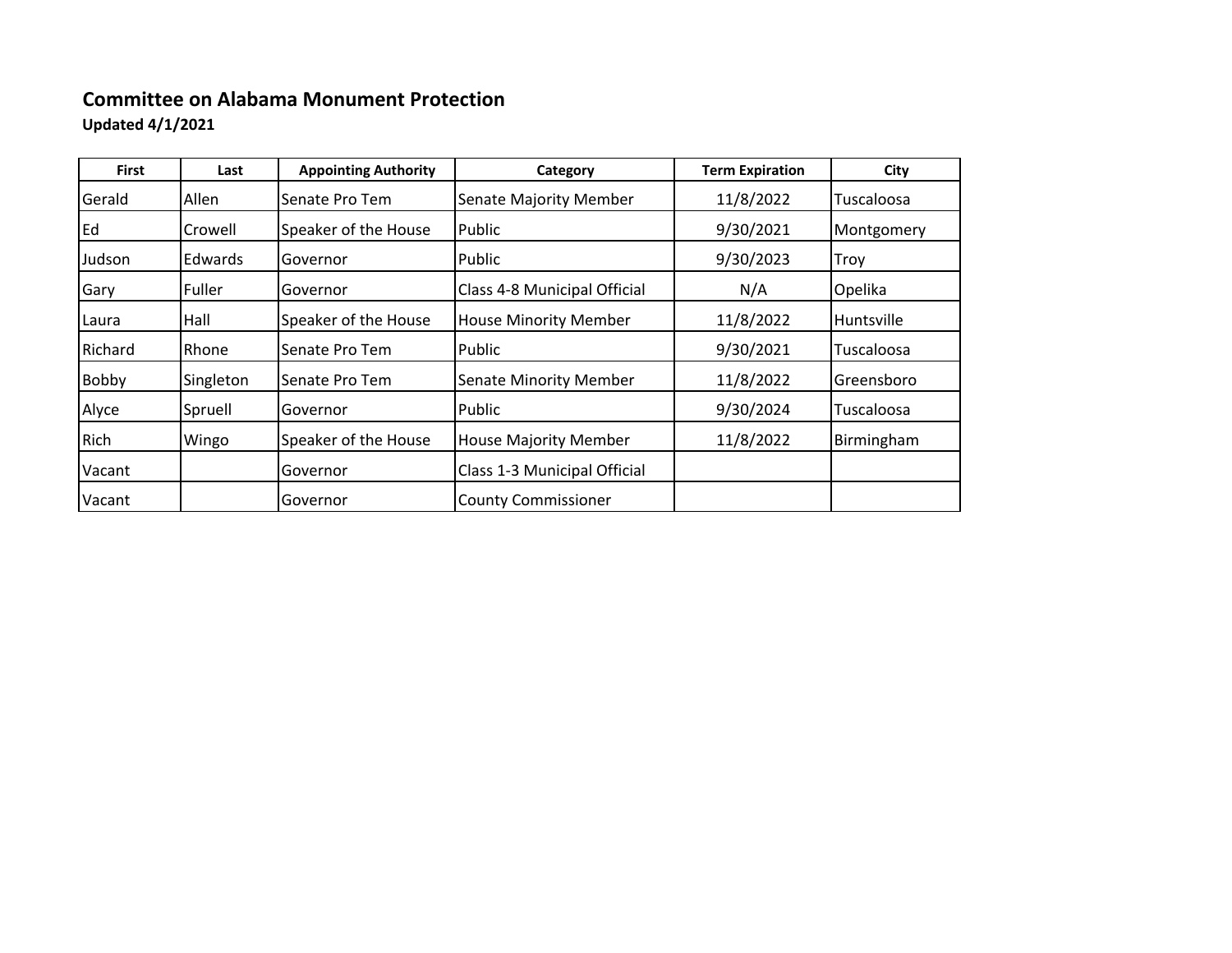## Committee on Alabama Monument Protection

**Updated 4/1/2021**

| First | Last | Appointing Authority | Category | Term Expiration | City |
|---|---|---|---|---|---|
| Gerald | Allen | Senate Pro Tem | Senate Majority Member | 11/8/2022 | Tuscaloosa |
| Ed | Crowell | Speaker of the House | Public | 9/30/2021 | Montgomery |
| Judson | Edwards | Governor | Public | 9/30/2023 | Troy |
| Gary | Fuller | Governor | Class 4-8 Municipal Official | N/A | Opelika |
| Laura | Hall | Speaker of the House | House Minority Member | 11/8/2022 | Huntsville |
| Richard | Rhone | Senate Pro Tem | Public | 9/30/2021 | Tuscaloosa |
| Bobby | Singleton | Senate Pro Tem | Senate Minority Member | 11/8/2022 | Greensboro |
| Alyce | Spruell | Governor | Public | 9/30/2024 | Tuscaloosa |
| Rich | Wingo | Speaker of the House | House Majority Member | 11/8/2022 | Birmingham |
| Vacant | | Governor | Class 1-3 Municipal Official | | |
| Vacant | | Governor | County Commissioner | | |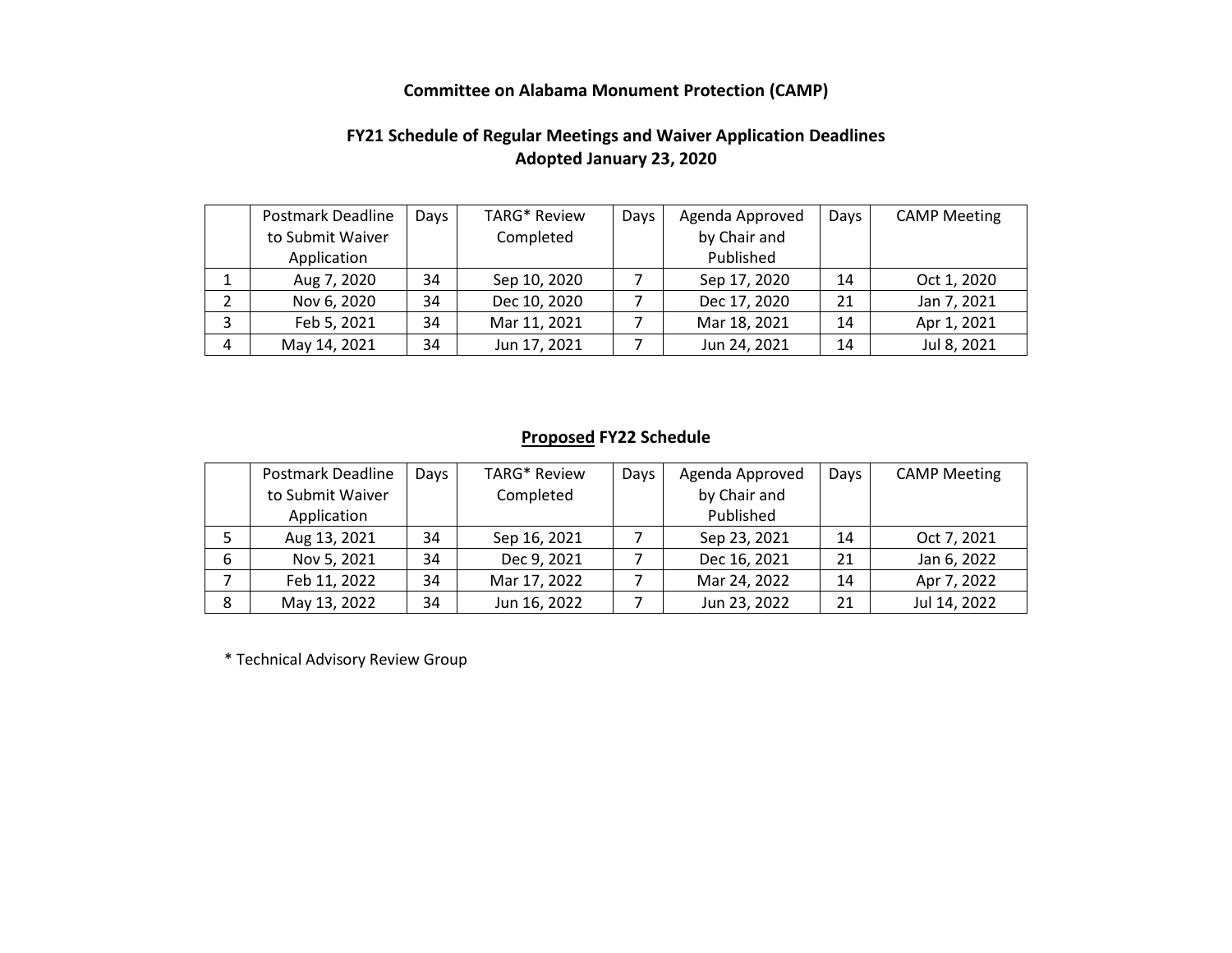**Committee on Alabama Monument Protection (CAMP)**

**FY21 Schedule of Regular Meetings and Waiver Application Deadlines**
**Adopted January 23, 2020**

| | Postmark Deadline to Submit Waiver Application | Days | TARG* Review Completed | Days | Agenda Approved by Chair and Published | Days | CAMP Meeting |
|---|---|---|---|---|---|---|---|
| 1 | Aug 7, 2020 | 34 | Sep 10, 2020 | 7 | Sep 17, 2020 | 14 | Oct 1, 2020 |
| 2 | Nov 6, 2020 | 34 | Dec 10, 2020 | 7 | Dec 17, 2020 | 21 | Jan 7, 2021 |
| 3 | Feb 5, 2021 | 34 | Mar 11, 2021 | 7 | Mar 18, 2021 | 14 | Apr 1, 2021 |
| 4 | May 14, 2021 | 34 | Jun 17, 2021 | 7 | Jun 24, 2021 | 14 | Jul 8, 2021 |

**<u>Proposed</u> FY22 Schedule**

| | Postmark Deadline to Submit Waiver Application | Days | TARG* Review Completed | Days | Agenda Approved by Chair and Published | Days | CAMP Meeting |
|---|---|---|---|---|---|---|---|
| 5 | Aug 13, 2021 | 34 | Sep 16, 2021 | 7 | Sep 23, 2021 | 14 | Oct 7, 2021 |
| 6 | Nov 5, 2021 | 34 | Dec 9, 2021 | 7 | Dec 16, 2021 | 21 | Jan 6, 2022 |
| 7 | Feb 11, 2022 | 34 | Mar 17, 2022 | 7 | Mar 24, 2022 | 14 | Apr 7, 2022 |
| 8 | May 13, 2022 | 34 | Jun 16, 2022 | 7 | Jun 23, 2022 | 21 | Jul 14, 2022 |

* Technical Advisory Review Group